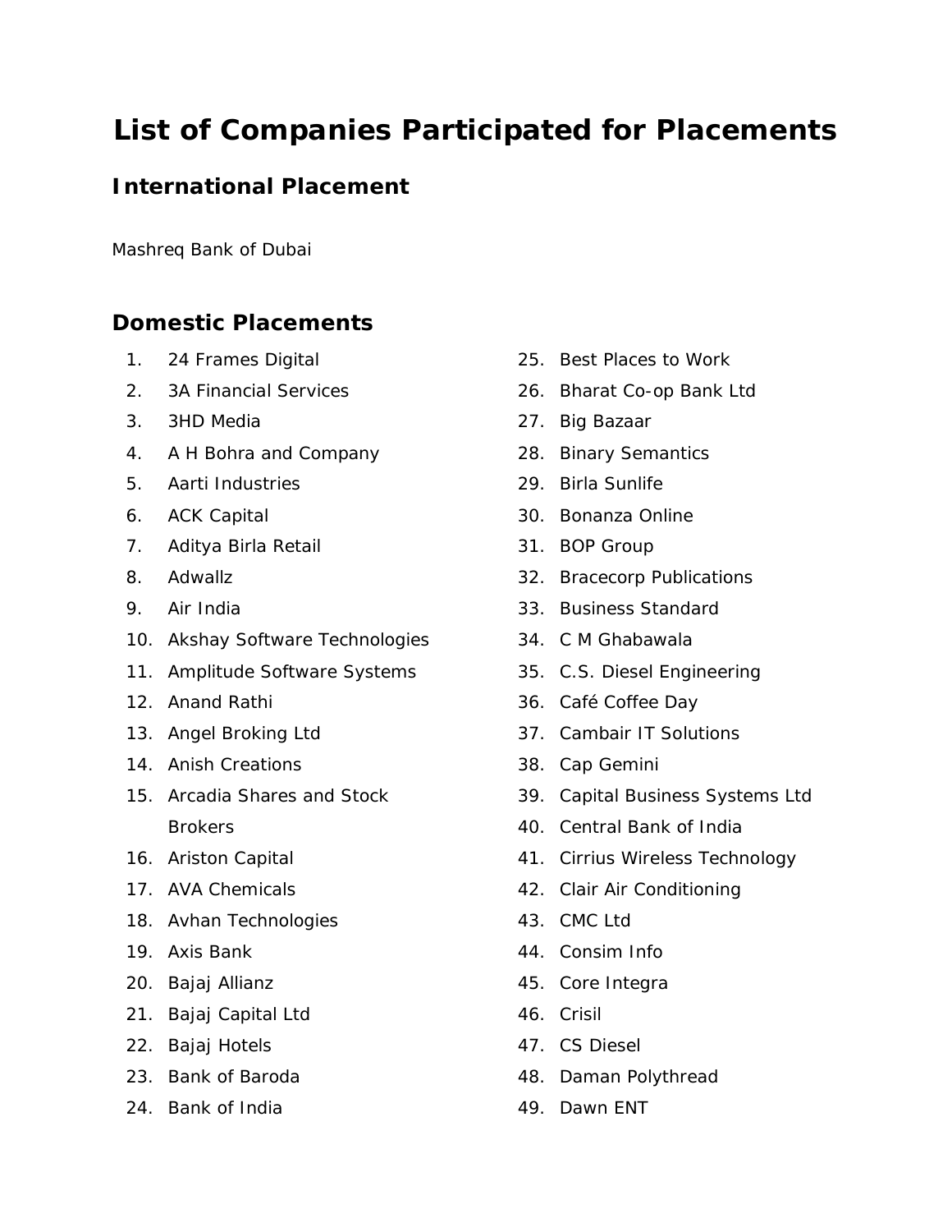# List of Companies Participated for Placements

## International Placement

Mashreq Bank of Dubai

## Domestic Placements

1. 24 Frames Digital
2. 3A Financial Services
3. 3HD Media
4. A H Bohra and Company
5. Aarti Industries
6. ACK Capital
7. Aditya Birla Retail
8. Adwallz
9. Air India
10. Akshay Software Technologies
11. Amplitude Software Systems
12. Anand Rathi
13. Angel Broking Ltd
14. Anish Creations
15. Arcadia Shares and Stock Brokers
16. Ariston Capital
17. AVA Chemicals
18. Avhan Technologies
19. Axis Bank
20. Bajaj Allianz
21. Bajaj Capital Ltd
22. Bajaj Hotels
23. Bank of Baroda
24. Bank of India
25. Best Places to Work
26. Bharat Co-op Bank Ltd
27. Big Bazaar
28. Binary Semantics
29. Birla Sunlife
30. Bonanza Online
31. BOP Group
32. Bracecorp Publications
33. Business Standard
34. C M Ghabawala
35. C.S. Diesel Engineering
36. Café Coffee Day
37. Cambair IT Solutions
38. Cap Gemini
39. Capital Business Systems Ltd
40. Central Bank of India
41. Cirrius Wireless Technology
42. Clair Air Conditioning
43. CMC Ltd
44. Consim Info
45. Core Integra
46. Crisil
47. CS Diesel
48. Daman Polythread
49. Dawn ENT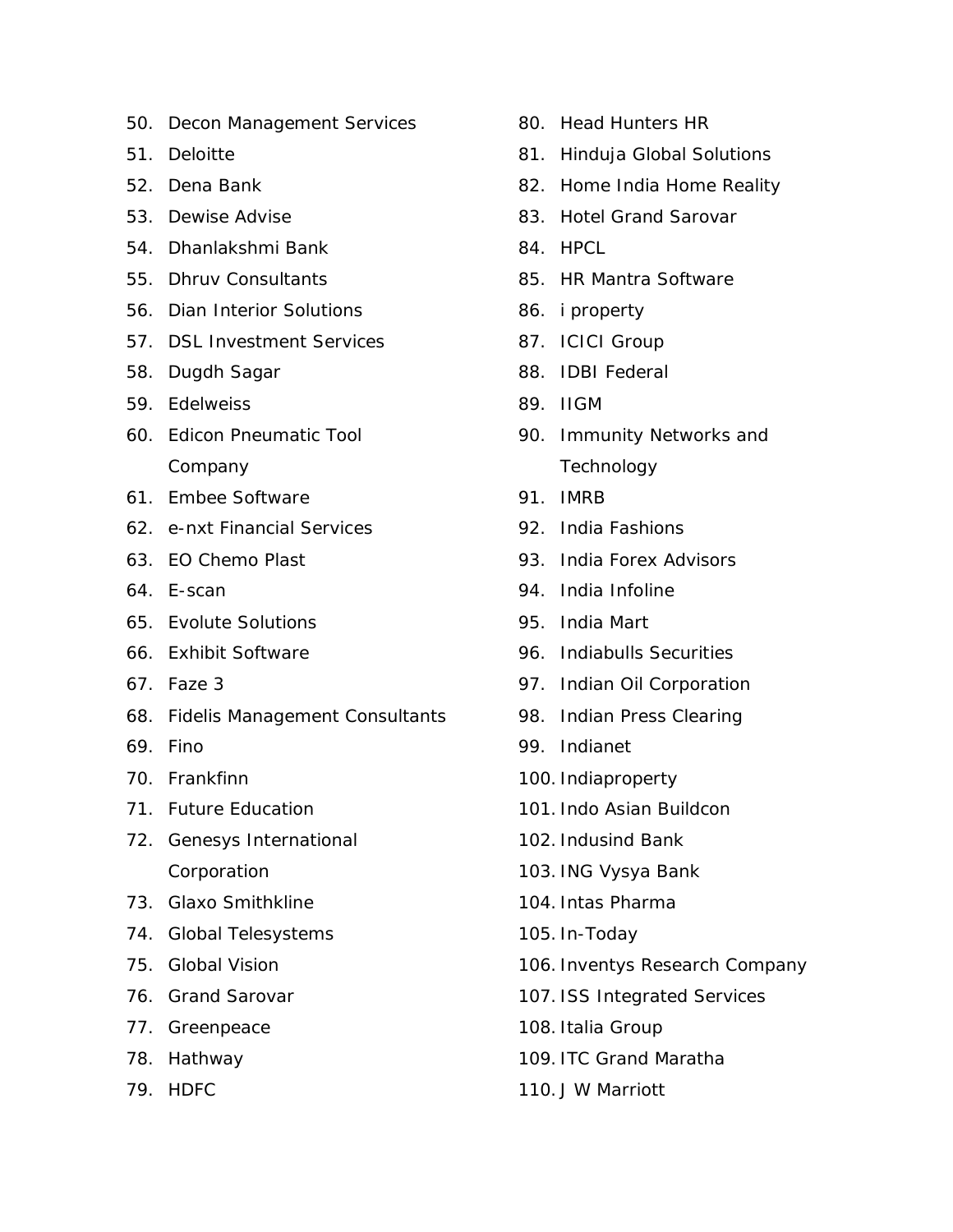50. Decon Management Services
51. Deloitte
52. Dena Bank
53. Dewise Advise
54. Dhanlakshmi Bank
55. Dhruv Consultants
56. Dian Interior Solutions
57. DSL Investment Services
58. Dugdh Sagar
59. Edelweiss
60. Edicon Pneumatic Tool Company
61. Embee Software
62. e-nxt Financial Services
63. EO Chemo Plast
64. E-scan
65. Evolute Solutions
66. Exhibit Software
67. Faze 3
68. Fidelis Management Consultants
69. Fino
70. Frankfinn
71. Future Education
72. Genesys International Corporation
73. Glaxo Smithkline
74. Global Telesystems
75. Global Vision
76. Grand Sarovar
77. Greenpeace
78. Hathway
79. HDFC
80. Head Hunters HR
81. Hinduja Global Solutions
82. Home India Home Reality
83. Hotel Grand Sarovar
84. HPCL
85. HR Mantra Software
86. i property
87. ICICI Group
88. IDBI Federal
89. IIGM
90. Immunity Networks and Technology
91. IMRB
92. India Fashions
93. India Forex Advisors
94. India Infoline
95. India Mart
96. Indiabulls Securities
97. Indian Oil Corporation
98. Indian Press Clearing
99. Indianet
100. Indiaproperty
101. Indo Asian Buildcon
102. Indusind Bank
103. ING Vysya Bank
104. Intas Pharma
105. In-Today
106. Inventys Research Company
107. ISS Integrated Services
108. Italia Group
109. ITC Grand Maratha
110. J W Marriott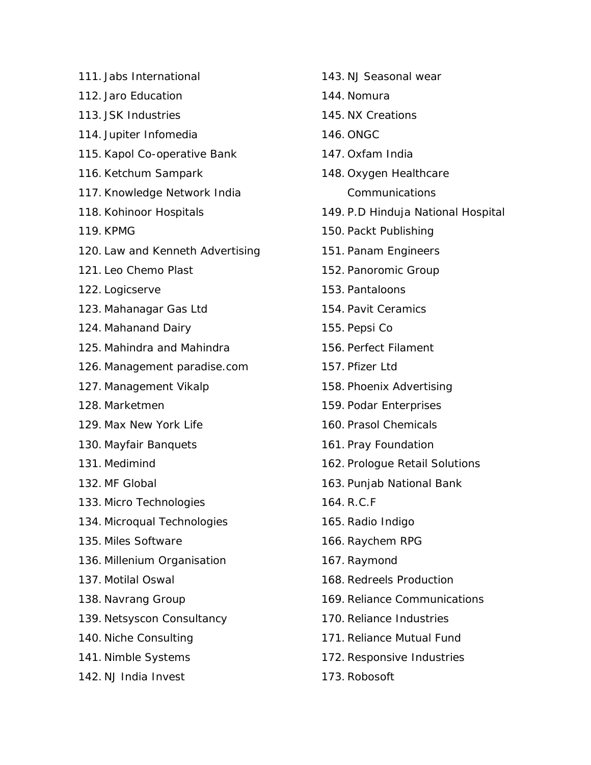111. Jabs International
112. Jaro Education
113. JSK Industries
114. Jupiter Infomedia
115. Kapol Co-operative Bank
116. Ketchum Sampark
117. Knowledge Network India
118. Kohinoor Hospitals
119. KPMG
120. Law and Kenneth Advertising
121. Leo Chemo Plast
122. Logicserve
123. Mahanagar Gas Ltd
124. Mahanand Dairy
125. Mahindra and Mahindra
126. Management paradise.com
127. Management Vikalp
128. Marketmen
129. Max New York Life
130. Mayfair Banquets
131. Medimind
132. MF Global
133. Micro Technologies
134. Microqual Technologies
135. Miles Software
136. Millenium Organisation
137. Motilal Oswal
138. Navrang Group
139. Netsyscon Consultancy
140. Niche Consulting
141. Nimble Systems
142. NJ India Invest
143. NJ Seasonal wear
144. Nomura
145. NX Creations
146. ONGC
147. Oxfam India
148. Oxygen Healthcare Communications
149. P.D Hinduja National Hospital
150. Packt Publishing
151. Panam Engineers
152. Panoromic Group
153. Pantaloons
154. Pavit Ceramics
155. Pepsi Co
156. Perfect Filament
157. Pfizer Ltd
158. Phoenix Advertising
159. Podar Enterprises
160. Prasol Chemicals
161. Pray Foundation
162. Prologue Retail Solutions
163. Punjab National Bank
164. R.C.F
165. Radio Indigo
166. Raychem RPG
167. Raymond
168. Redreels Production
169. Reliance Communications
170. Reliance Industries
171. Reliance Mutual Fund
172. Responsive Industries
173. Robosoft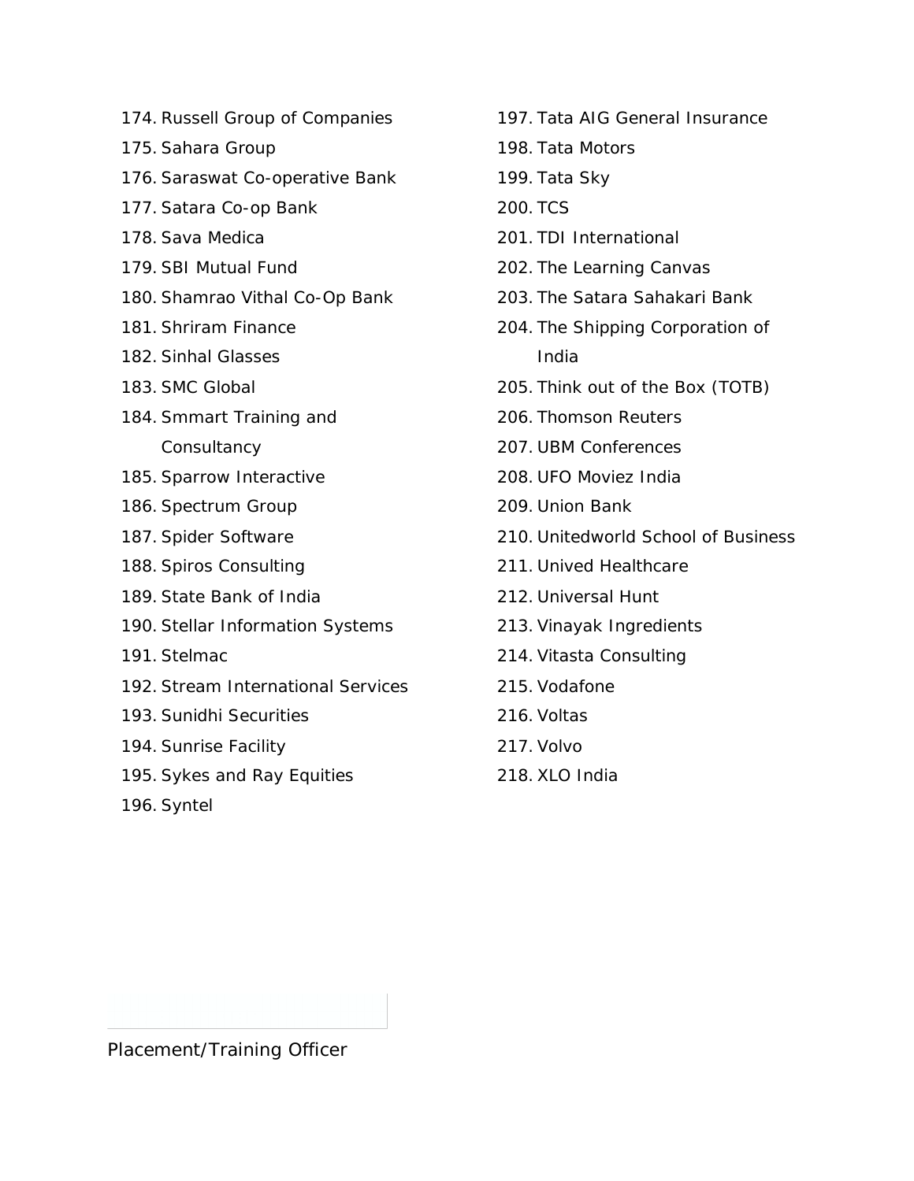174. Russell Group of Companies
175. Sahara Group
176. Saraswat Co-operative Bank
177. Satara Co-op Bank
178. Sava Medica
179. SBI Mutual Fund
180. Shamrao Vithal Co-Op Bank
181. Shriram Finance
182. Sinhal Glasses
183. SMC Global
184. Smmart Training and Consultancy
185. Sparrow Interactive
186. Spectrum Group
187. Spider Software
188. Spiros Consulting
189. State Bank of India
190. Stellar Information Systems
191. Stelmac
192. Stream International Services
193. Sunidhi Securities
194. Sunrise Facility
195. Sykes and Ray Equities
196. Syntel
197. Tata AIG General Insurance
198. Tata Motors
199. Tata Sky
200. TCS
201. TDI International
202. The Learning Canvas
203. The Satara Sahakari Bank
204. The Shipping Corporation of India
205. Think out of the Box (TOTB)
206. Thomson Reuters
207. UBM Conferences
208. UFO Moviez India
209. Union Bank
210. Unitedworld School of Business
211. Unived Healthcare
212. Universal Hunt
213. Vinayak Ingredients
214. Vitasta Consulting
215. Vodafone
216. Voltas
217. Volvo
218. XLO India

Placement/Training Officer